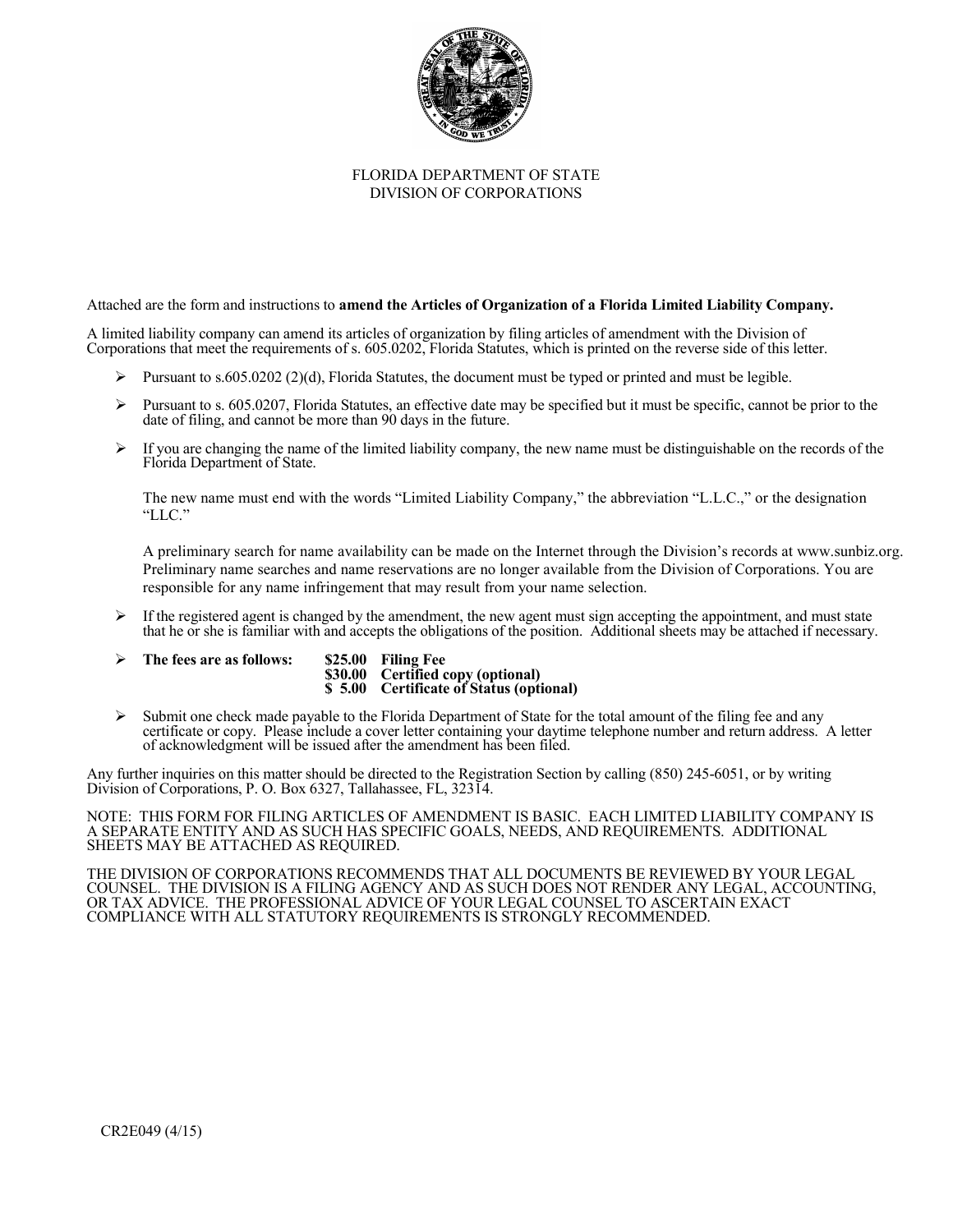FLORIDA DEPARTMENT OF STATE
DIVISION OF CORPORATIONS

Attached are the form and instructions to **amend the Articles of Organization of a Florida Limited Liability Company.**

A limited liability company can amend its articles of organization by filing articles of amendment with the Division of Corporations that meet the requirements of s. 605.0202, Florida Statutes, which is printed on the reverse side of this letter.

- Pursuant to s.605.0202 (2)(d), Florida Statutes, the document must be typed or printed and must be legible.
- Pursuant to s. 605.0207, Florida Statutes, an effective date may be specified but it must be specific, cannot be prior to the date of filing, and cannot be more than 90 days in the future.
- If you are changing the name of the limited liability company, the new name must be distinguishable on the records of the Florida Department of State.

  The new name must end with the words "Limited Liability Company," the abbreviation "L.L.C.," or the designation "LLC."

  A preliminary search for name availability can be made on the Internet through the Division's records at www.sunbiz.org. Preliminary name searches and name reservations are no longer available from the Division of Corporations. You are responsible for any name infringement that may result from your name selection.

- If the registered agent is changed by the amendment, the new agent must sign accepting the appointment, and must state that he or she is familiar with and accepts the obligations of the position. Additional sheets may be attached if necessary.
- **The fees are as follows:**
  - **$25.00 Filing Fee**
  - **$30.00 Certified copy (optional)**
  - **$ 5.00 Certificate of Status (optional)**
- Submit one check made payable to the Florida Department of State for the total amount of the filing fee and any certificate or copy. Please include a cover letter containing your daytime telephone number and return address. A letter of acknowledgment will be issued after the amendment has been filed.

Any further inquiries on this matter should be directed to the Registration Section by calling (850) 245-6051, or by writing Division of Corporations, P. O. Box 6327, Tallahassee, FL, 32314.

NOTE: THIS FORM FOR FILING ARTICLES OF AMENDMENT IS BASIC. EACH LIMITED LIABILITY COMPANY IS A SEPARATE ENTITY AND AS SUCH HAS SPECIFIC GOALS, NEEDS, AND REQUIREMENTS. ADDITIONAL SHEETS MAY BE ATTACHED AS REQUIRED.

THE DIVISION OF CORPORATIONS RECOMMENDS THAT ALL DOCUMENTS BE REVIEWED BY YOUR LEGAL COUNSEL. THE DIVISION IS A FILING AGENCY AND AS SUCH DOES NOT RENDER ANY LEGAL, ACCOUNTING, OR TAX ADVICE. THE PROFESSIONAL ADVICE OF YOUR LEGAL COUNSEL TO ASCERTAIN EXACT COMPLIANCE WITH ALL STATUTORY REQUIREMENTS IS STRONGLY RECOMMENDED.

CR2E049 (4/15)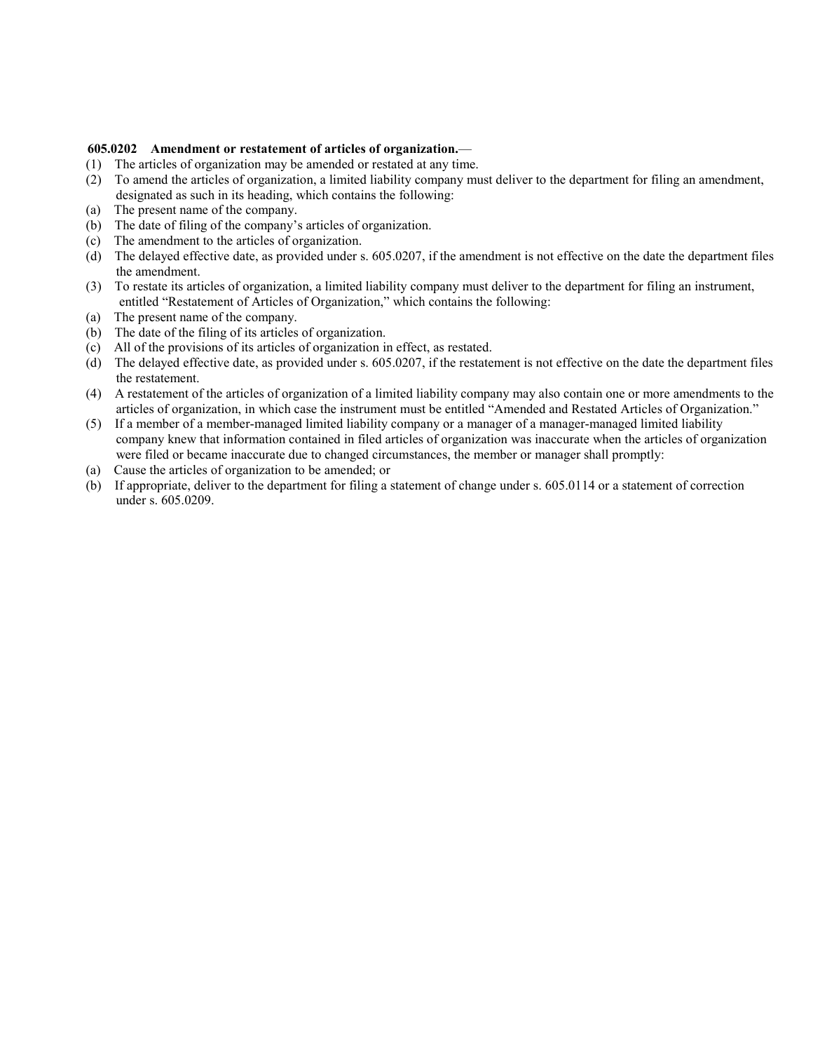**605.0202 Amendment or restatement of articles of organization.**—

(1) The articles of organization may be amended or restated at any time.

(2) To amend the articles of organization, a limited liability company must deliver to the department for filing an amendment, designated as such in its heading, which contains the following:

(a) The present name of the company.

(b) The date of filing of the company's articles of organization.

(c) The amendment to the articles of organization.

(d) The delayed effective date, as provided under s. 605.0207, if the amendment is not effective on the date the department files the amendment.

(3) To restate its articles of organization, a limited liability company must deliver to the department for filing an instrument, entitled "Restatement of Articles of Organization," which contains the following:

(a) The present name of the company.

(b) The date of the filing of its articles of organization.

(c) All of the provisions of its articles of organization in effect, as restated.

(d) The delayed effective date, as provided under s. 605.0207, if the restatement is not effective on the date the department files the restatement.

(4) A restatement of the articles of organization of a limited liability company may also contain one or more amendments to the articles of organization, in which case the instrument must be entitled "Amended and Restated Articles of Organization."

(5) If a member of a member-managed limited liability company or a manager of a manager-managed limited liability company knew that information contained in filed articles of organization was inaccurate when the articles of organization were filed or became inaccurate due to changed circumstances, the member or manager shall promptly:

(a) Cause the articles of organization to be amended; or

(b) If appropriate, deliver to the department for filing a statement of change under s. 605.0114 or a statement of correction under s. 605.0209.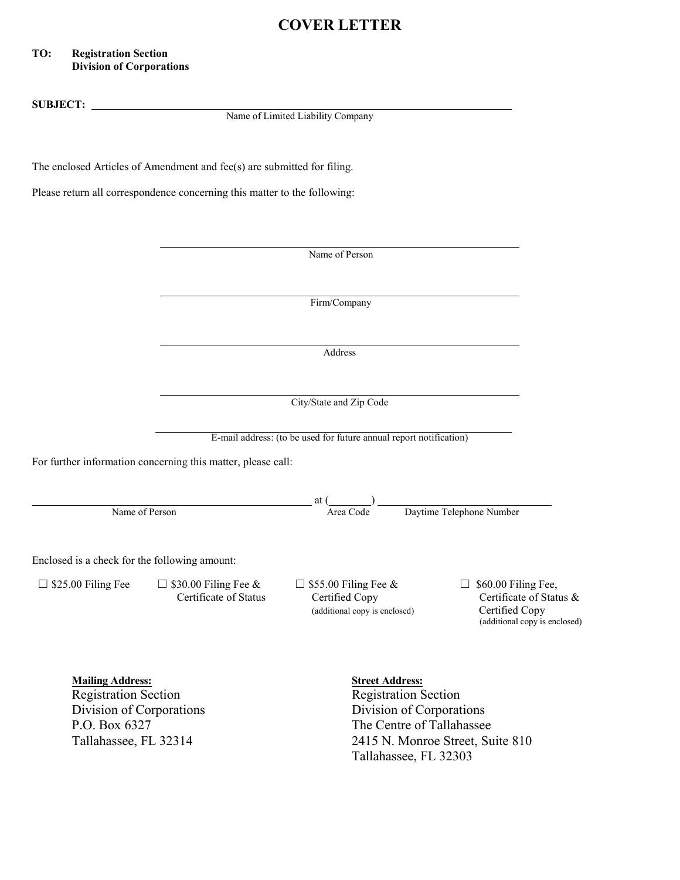# COVER LETTER

**TO: Registration Section**
**Division of Corporations**

**SUBJECT:** ______________________________________________
Name of Limited Liability Company

The enclosed Articles of Amendment and fee(s) are submitted for filing.

Please return all correspondence concerning this matter to the following:

______________________________________________
Name of Person

______________________________________________
Firm/Company

______________________________________________
Address

______________________________________________
City/State and Zip Code

______________________________________________
E-mail address: (to be used for future annual report notification)

For further information concerning this matter, please call:

______________________________ at (________) ______________________
Name of Person Area Code Daytime Telephone Number

Enclosed is a check for the following amount:

☐ $25.00 Filing Fee

☐ $30.00 Filing Fee & Certificate of Status

☐ $55.00 Filing Fee & Certified Copy (additional copy is enclosed)

☐ $60.00 Filing Fee, Certificate of Status & Certified Copy (additional copy is enclosed)

**Mailing Address:**
Registration Section
Division of Corporations
P.O. Box 6327
Tallahassee, FL 32314

**Street Address:**
Registration Section
Division of Corporations
The Centre of Tallahassee
2415 N. Monroe Street, Suite 810
Tallahassee, FL 32303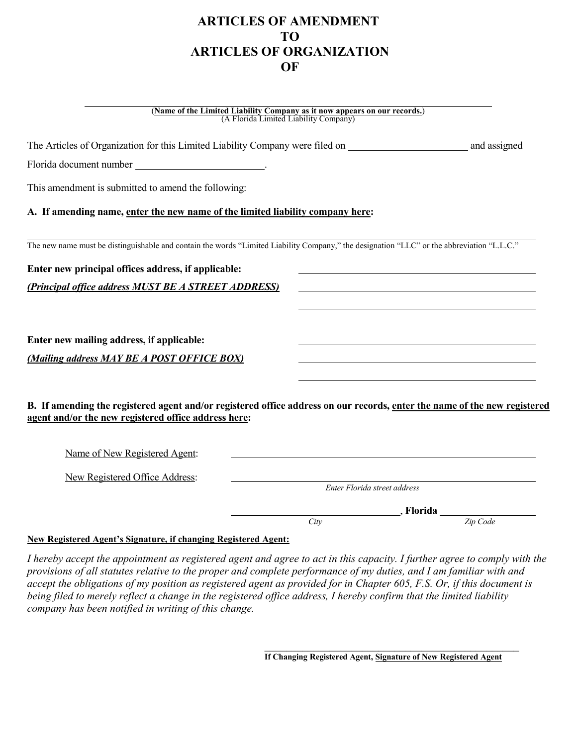# ARTICLES OF AMENDMENT
# TO
# ARTICLES OF ORGANIZATION
# OF

\_\_\_\_\_\_\_\_\_\_\_\_\_\_\_\_\_\_\_\_\_\_\_\_\_\_\_\_\_\_\_\_\_\_\_\_\_\_\_\_\_\_\_\_\_\_\_\_\_\_\_\_\_\_\_\_

(**Name of the Limited Liability Company as it now appears on our records.**)
(A Florida Limited Liability Company)

The Articles of Organization for this Limited Liability Company were filed on \_\_\_\_\_\_\_\_\_\_\_\_\_\_\_\_\_\_\_\_\_\_\_\_ and assigned Florida document number \_\_\_\_\_\_\_\_\_\_\_\_\_\_\_\_\_\_\_\_\_\_\_\_\_\_.

This amendment is submitted to amend the following:

**A. If amending name, enter the new name of the limited liability company here:**

\_\_\_\_\_\_\_\_\_\_\_\_\_\_\_\_\_\_\_\_\_\_\_\_\_\_\_\_\_\_\_\_\_\_\_\_\_\_\_\_\_\_\_\_\_\_\_\_\_\_\_\_\_\_\_\_\_\_\_\_\_\_\_\_\_\_\_\_\_\_\_\_\_\_\_\_\_\_

The new name must be distinguishable and contain the words "Limited Liability Company," the designation "LLC" or the abbreviation "L.L.C."

**Enter new principal offices address, if applicable:** \_\_\_\_\_\_\_\_\_\_\_\_\_\_\_\_\_\_\_\_\_\_\_\_\_\_\_\_\_\_\_\_\_\_\_\_\_\_\_\_

***(Principal office address MUST BE A STREET ADDRESS)*** \_\_\_\_\_\_\_\_\_\_\_\_\_\_\_\_\_\_\_\_\_\_\_\_\_\_\_\_\_\_\_\_\_\_\_\_\_\_\_\_

\_\_\_\_\_\_\_\_\_\_\_\_\_\_\_\_\_\_\_\_\_\_\_\_\_\_\_\_\_\_\_\_\_\_\_\_\_\_\_\_

**Enter new mailing address, if applicable:** \_\_\_\_\_\_\_\_\_\_\_\_\_\_\_\_\_\_\_\_\_\_\_\_\_\_\_\_\_\_\_\_\_\_\_\_\_\_\_\_

***(Mailing address MAY BE A POST OFFICE BOX)*** \_\_\_\_\_\_\_\_\_\_\_\_\_\_\_\_\_\_\_\_\_\_\_\_\_\_\_\_\_\_\_\_\_\_\_\_\_\_\_\_

\_\_\_\_\_\_\_\_\_\_\_\_\_\_\_\_\_\_\_\_\_\_\_\_\_\_\_\_\_\_\_\_\_\_\_\_\_\_\_\_

**B. If amending the registered agent and/or registered office address on our records, enter the name of the new registered agent and/or the new registered office address here:**

Name of New Registered Agent: \_\_\_\_\_\_\_\_\_\_\_\_\_\_\_\_\_\_\_\_\_\_\_\_\_\_\_\_\_\_\_\_\_\_\_\_\_\_\_\_\_\_\_\_\_\_\_\_

New Registered Office Address: \_\_\_\_\_\_\_\_\_\_\_\_\_\_\_\_\_\_\_\_\_\_\_\_\_\_\_\_\_\_\_\_\_\_\_\_\_\_\_\_\_\_\_\_\_\_\_\_
*Enter Florida street address*

\_\_\_\_\_\_\_\_\_\_\_\_\_\_\_\_\_\_\_\_\_\_\_\_\_\_\_\_, **Florida** \_\_\_\_\_\_\_\_\_\_\_\_\_\_\_\_
*City* *Zip Code*

**New Registered Agent's Signature, if changing Registered Agent:**

*I hereby accept the appointment as registered agent and agree to act in this capacity. I further agree to comply with the provisions of all statutes relative to the proper and complete performance of my duties, and I am familiar with and accept the obligations of my position as registered agent as provided for in Chapter 605, F.S. Or, if this document is being filed to merely reflect a change in the registered office address, I hereby confirm that the limited liability company has been notified in writing of this change.*

\_\_\_\_\_\_\_\_\_\_\_\_\_\_\_\_\_\_\_\_\_\_\_\_\_\_\_\_\_\_\_\_\_\_\_\_\_\_\_\_\_\_\_\_
**If Changing Registered Agent, Signature of New Registered Agent**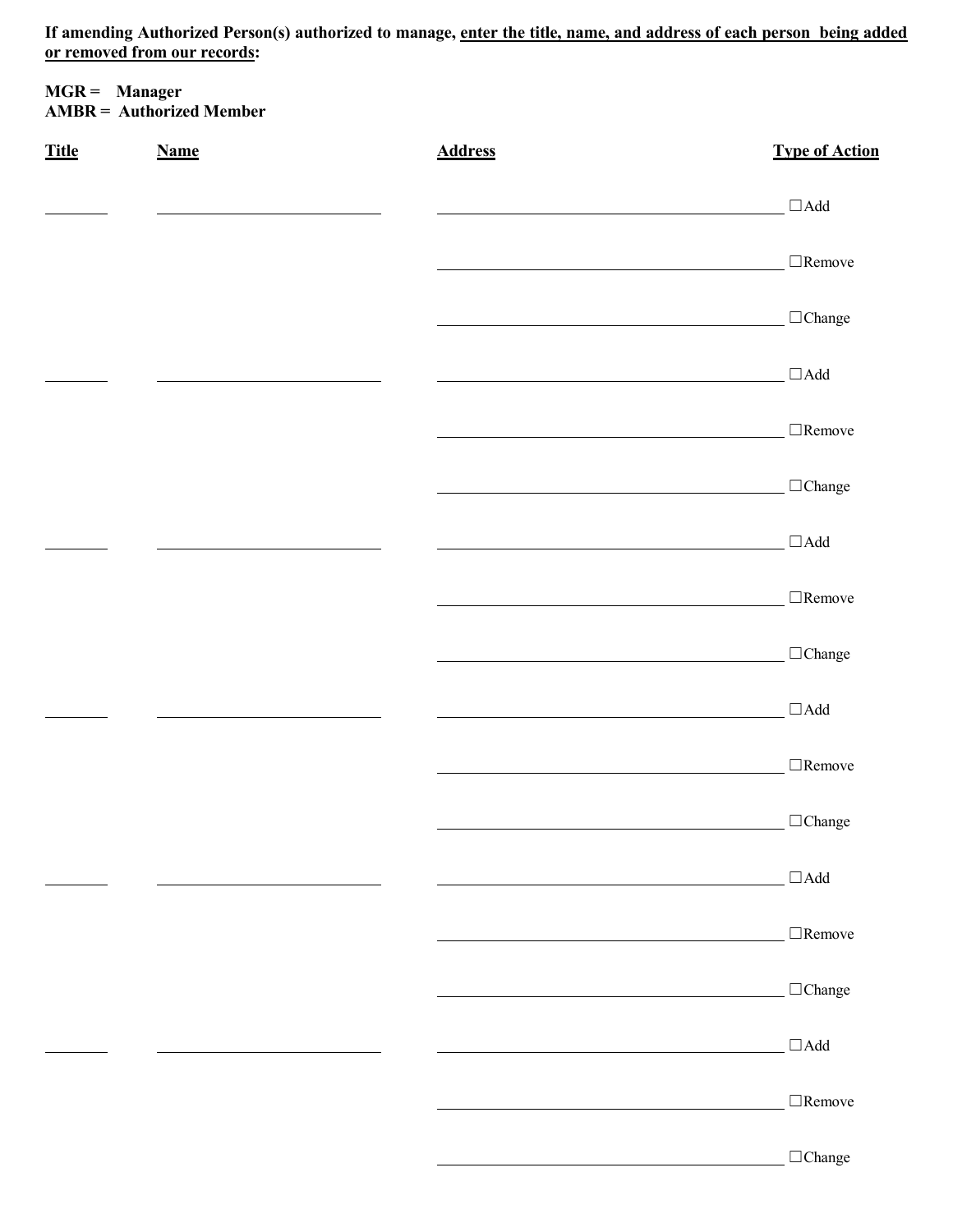**If amending Authorized Person(s) authorized to manage, <u>enter the title, name, and address of each person being added or removed from our records</u>:**

**MGR = Manager**
**AMBR = Authorized Member**

| Title | Name | Address | Type of Action |
|---|---|---|---|
| ________ | ____________________ | ______________________________ | ☐Add |
| | | ______________________________ | ☐Remove |
| | | ______________________________ | ☐Change |
| ________ | ____________________ | ______________________________ | ☐Add |
| | | ______________________________ | ☐Remove |
| | | ______________________________ | ☐Change |
| ________ | ____________________ | ______________________________ | ☐Add |
| | | ______________________________ | ☐Remove |
| | | ______________________________ | ☐Change |
| ________ | ____________________ | ______________________________ | ☐Add |
| | | ______________________________ | ☐Remove |
| | | ______________________________ | ☐Change |
| ________ | ____________________ | ______________________________ | ☐Add |
| | | ______________________________ | ☐Remove |
| | | ______________________________ | ☐Change |
| ________ | ____________________ | ______________________________ | ☐Add |
| | | ______________________________ | ☐Remove |
| | | ______________________________ | ☐Change |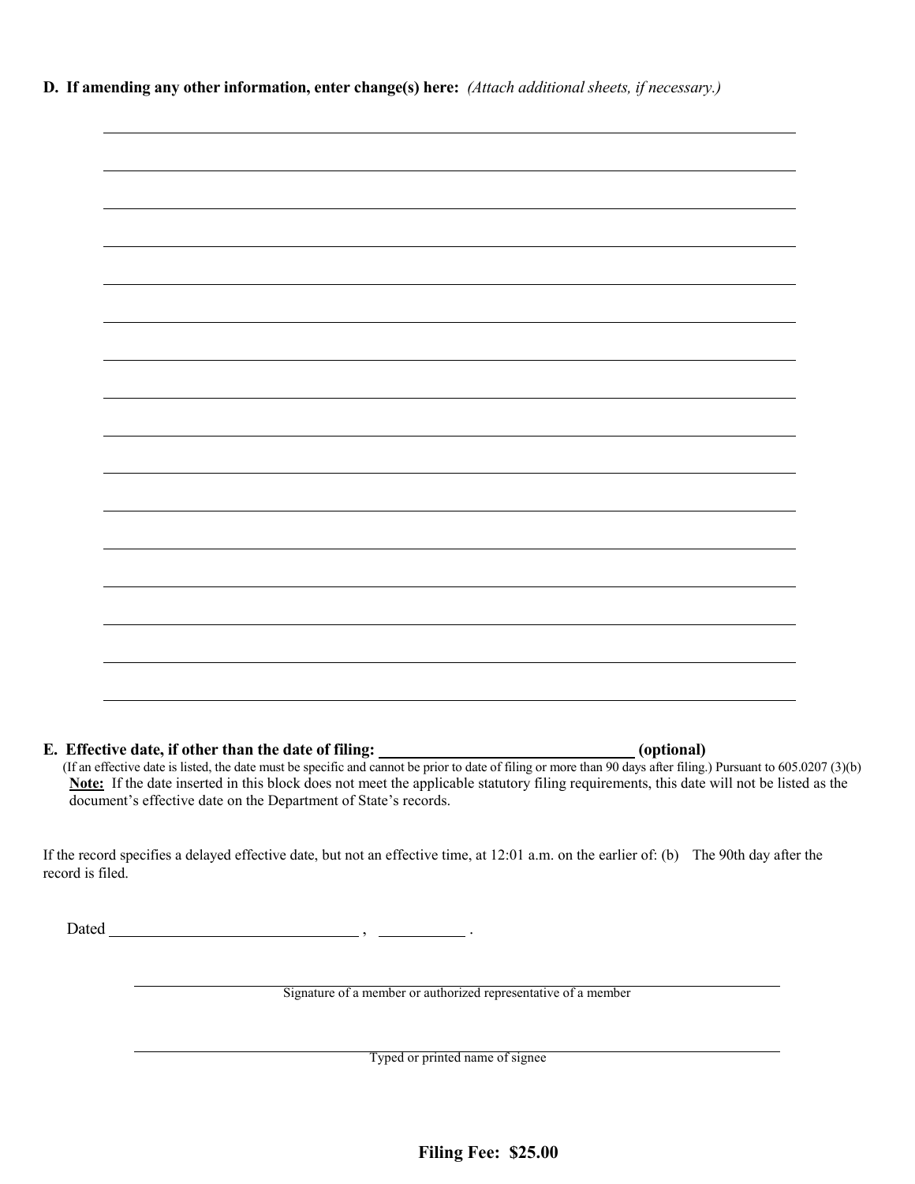**D. If amending any other information, enter change(s) here:** *(Attach additional sheets, if necessary.)*

\_\_\_\_\_\_\_\_\_\_\_\_\_\_\_\_\_\_\_\_\_\_\_\_\_\_\_\_\_\_\_\_\_\_\_\_\_\_\_\_\_\_\_\_\_\_\_\_\_\_\_\_\_\_\_\_\_\_\_\_

\_\_\_\_\_\_\_\_\_\_\_\_\_\_\_\_\_\_\_\_\_\_\_\_\_\_\_\_\_\_\_\_\_\_\_\_\_\_\_\_\_\_\_\_\_\_\_\_\_\_\_\_\_\_\_\_\_\_\_\_

\_\_\_\_\_\_\_\_\_\_\_\_\_\_\_\_\_\_\_\_\_\_\_\_\_\_\_\_\_\_\_\_\_\_\_\_\_\_\_\_\_\_\_\_\_\_\_\_\_\_\_\_\_\_\_\_\_\_\_\_

\_\_\_\_\_\_\_\_\_\_\_\_\_\_\_\_\_\_\_\_\_\_\_\_\_\_\_\_\_\_\_\_\_\_\_\_\_\_\_\_\_\_\_\_\_\_\_\_\_\_\_\_\_\_\_\_\_\_\_\_

\_\_\_\_\_\_\_\_\_\_\_\_\_\_\_\_\_\_\_\_\_\_\_\_\_\_\_\_\_\_\_\_\_\_\_\_\_\_\_\_\_\_\_\_\_\_\_\_\_\_\_\_\_\_\_\_\_\_\_\_

\_\_\_\_\_\_\_\_\_\_\_\_\_\_\_\_\_\_\_\_\_\_\_\_\_\_\_\_\_\_\_\_\_\_\_\_\_\_\_\_\_\_\_\_\_\_\_\_\_\_\_\_\_\_\_\_\_\_\_\_

\_\_\_\_\_\_\_\_\_\_\_\_\_\_\_\_\_\_\_\_\_\_\_\_\_\_\_\_\_\_\_\_\_\_\_\_\_\_\_\_\_\_\_\_\_\_\_\_\_\_\_\_\_\_\_\_\_\_\_\_

\_\_\_\_\_\_\_\_\_\_\_\_\_\_\_\_\_\_\_\_\_\_\_\_\_\_\_\_\_\_\_\_\_\_\_\_\_\_\_\_\_\_\_\_\_\_\_\_\_\_\_\_\_\_\_\_\_\_\_\_

\_\_\_\_\_\_\_\_\_\_\_\_\_\_\_\_\_\_\_\_\_\_\_\_\_\_\_\_\_\_\_\_\_\_\_\_\_\_\_\_\_\_\_\_\_\_\_\_\_\_\_\_\_\_\_\_\_\_\_\_

\_\_\_\_\_\_\_\_\_\_\_\_\_\_\_\_\_\_\_\_\_\_\_\_\_\_\_\_\_\_\_\_\_\_\_\_\_\_\_\_\_\_\_\_\_\_\_\_\_\_\_\_\_\_\_\_\_\_\_\_

\_\_\_\_\_\_\_\_\_\_\_\_\_\_\_\_\_\_\_\_\_\_\_\_\_\_\_\_\_\_\_\_\_\_\_\_\_\_\_\_\_\_\_\_\_\_\_\_\_\_\_\_\_\_\_\_\_\_\_\_

\_\_\_\_\_\_\_\_\_\_\_\_\_\_\_\_\_\_\_\_\_\_\_\_\_\_\_\_\_\_\_\_\_\_\_\_\_\_\_\_\_\_\_\_\_\_\_\_\_\_\_\_\_\_\_\_\_\_\_\_

\_\_\_\_\_\_\_\_\_\_\_\_\_\_\_\_\_\_\_\_\_\_\_\_\_\_\_\_\_\_\_\_\_\_\_\_\_\_\_\_\_\_\_\_\_\_\_\_\_\_\_\_\_\_\_\_\_\_\_\_

\_\_\_\_\_\_\_\_\_\_\_\_\_\_\_\_\_\_\_\_\_\_\_\_\_\_\_\_\_\_\_\_\_\_\_\_\_\_\_\_\_\_\_\_\_\_\_\_\_\_\_\_\_\_\_\_\_\_\_\_

\_\_\_\_\_\_\_\_\_\_\_\_\_\_\_\_\_\_\_\_\_\_\_\_\_\_\_\_\_\_\_\_\_\_\_\_\_\_\_\_\_\_\_\_\_\_\_\_\_\_\_\_\_\_\_\_\_\_\_\_

\_\_\_\_\_\_\_\_\_\_\_\_\_\_\_\_\_\_\_\_\_\_\_\_\_\_\_\_\_\_\_\_\_\_\_\_\_\_\_\_\_\_\_\_\_\_\_\_\_\_\_\_\_\_\_\_\_\_\_\_

**E. Effective date, if other than the date of filing:** \_\_\_\_\_\_\_\_\_\_\_\_\_\_\_\_\_\_\_\_\_\_\_\_\_\_\_\_ **(optional)**

(If an effective date is listed, the date must be specific and cannot be prior to date of filing or more than 90 days after filing.) Pursuant to 605.0207 (3)(b)

**Note:** If the date inserted in this block does not meet the applicable statutory filing requirements, this date will not be listed as the document's effective date on the Department of State's records.

If the record specifies a delayed effective date, but not an effective time, at 12:01 a.m. on the earlier of: (b) The 90th day after the record is filed.

Dated \_\_\_\_\_\_\_\_\_\_\_\_\_\_\_\_\_\_\_\_\_\_\_\_\_\_\_\_ , \_\_\_\_\_\_\_\_\_\_ .

\_\_\_\_\_\_\_\_\_\_\_\_\_\_\_\_\_\_\_\_\_\_\_\_\_\_\_\_\_\_\_\_\_\_\_\_\_\_\_\_\_\_\_\_\_\_\_\_\_\_\_\_\_\_

Signature of a member or authorized representative of a member

\_\_\_\_\_\_\_\_\_\_\_\_\_\_\_\_\_\_\_\_\_\_\_\_\_\_\_\_\_\_\_\_\_\_\_\_\_\_\_\_\_\_\_\_\_\_\_\_\_\_\_\_\_\_

Typed or printed name of signee

**Filing Fee: $25.00**